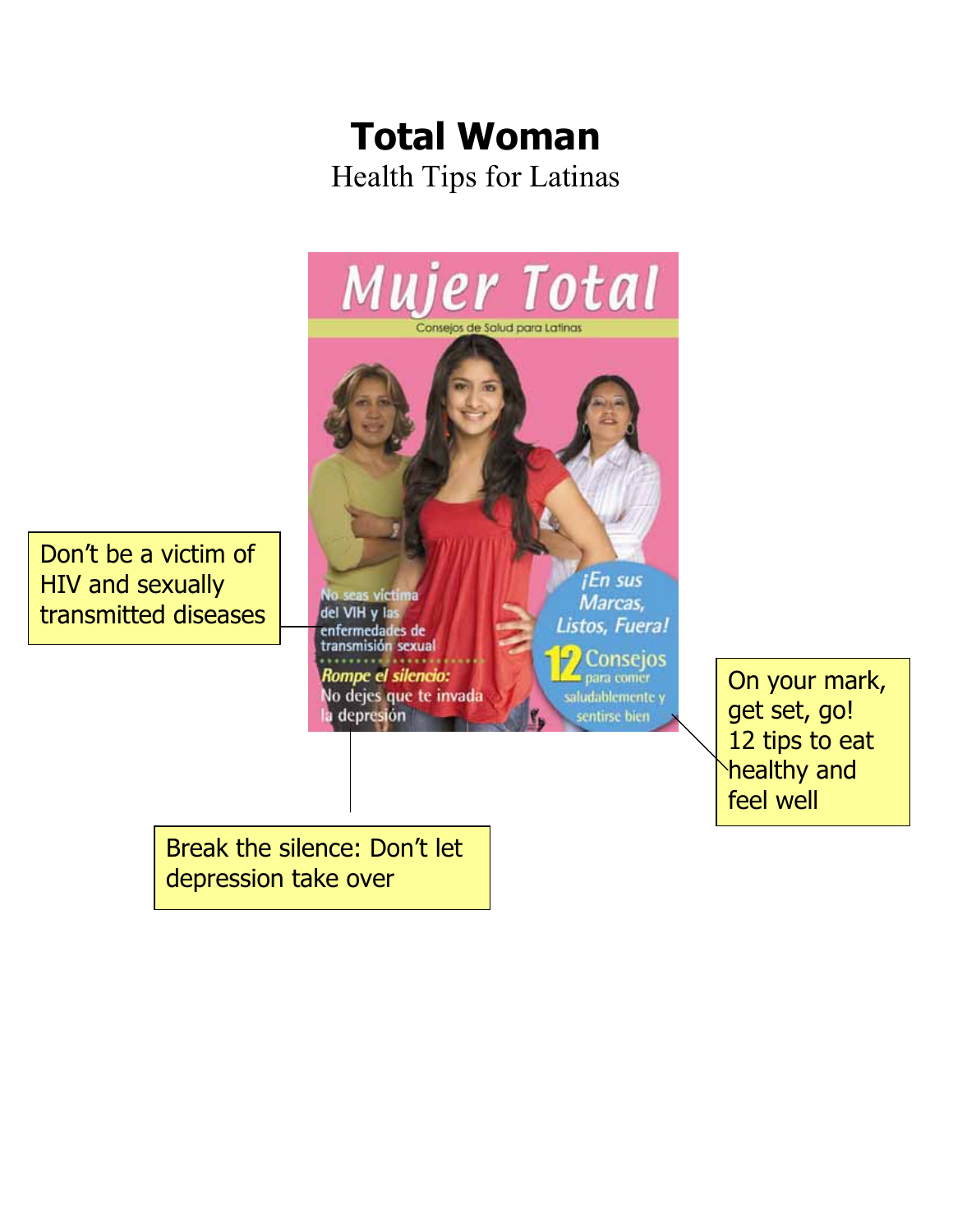# Total Woman

Health Tips for Latinas

Mujer Total

Consejos de Salud para Latinas

No seas víctima del VIH y las enfermedades de transmisión sexual

Don't be a victim of HIV and sexually transmitted diseases

Rompe el silencio: No dejes que te invada la depresión

Break the silence: Don't let depression take over

¡En sus Marcas, Listos, Fuera! 12 Consejos para comer saludablemente y sentirse bien

On your mark, get set, go! 12 tips to eat healthy and feel well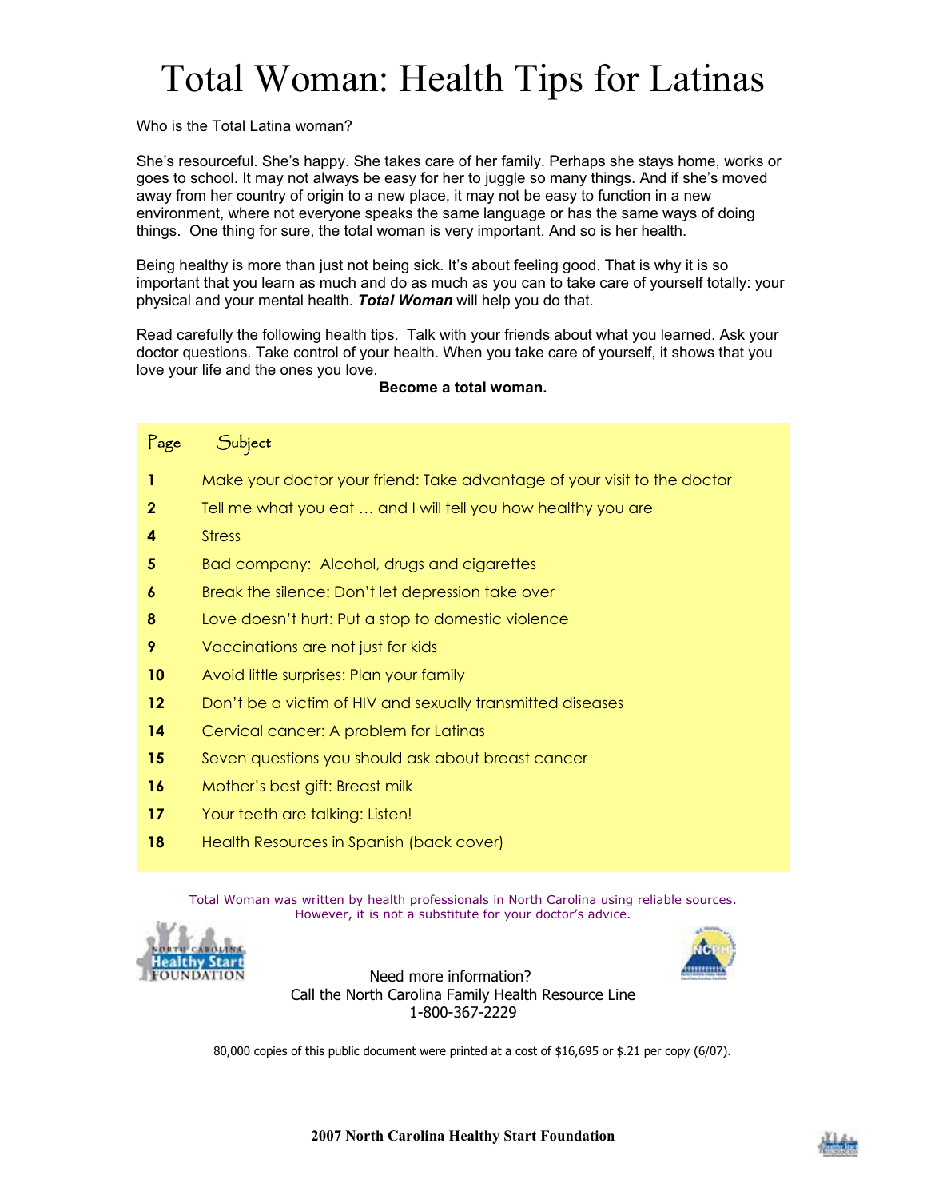# Total Woman: Health Tips for Latinas

Who is the Total Latina woman?

She's resourceful. She's happy. She takes care of her family. Perhaps she stays home, works or goes to school. It may not always be easy for her to juggle so many things. And if she's moved away from her country of origin to a new place, it may not be easy to function in a new environment, where not everyone speaks the same language or has the same ways of doing things. One thing for sure, the total woman is very important. And so is her health.

Being healthy is more than just not being sick. It's about feeling good. That is why it is so important that you learn as much and do as much as you can to take care of yourself totally: your physical and your mental health. ***Total Woman*** will help you do that.

Read carefully the following health tips. Talk with your friends about what you learned. Ask your doctor questions. Take control of your health. When you take care of yourself, it shows that you love your life and the ones you love.

**Become a total woman.**

| Page | Subject |
|---|---|
| **1** | Make your doctor your friend: Take advantage of your visit to the doctor |
| **2** | Tell me what you eat … and I will tell you how healthy you are |
| **4** | Stress |
| **5** | Bad company: Alcohol, drugs and cigarettes |
| **6** | Break the silence: Don't let depression take over |
| **8** | Love doesn't hurt: Put a stop to domestic violence |
| **9** | Vaccinations are not just for kids |
| **10** | Avoid little surprises: Plan your family |
| **12** | Don't be a victim of HIV and sexually transmitted diseases |
| **14** | Cervical cancer: A problem for Latinas |
| **15** | Seven questions you should ask about breast cancer |
| **16** | Mother's best gift: Breast milk |
| **17** | Your teeth are talking: Listen! |
| **18** | Health Resources in Spanish (back cover) |

Total Woman was written by health professionals in North Carolina using reliable sources. However, it is not a substitute for your doctor's advice.

Need more information?
Call the North Carolina Family Health Resource Line
1-800-367-2229

80,000 copies of this public document were printed at a cost of $16,695 or $.21 per copy (6/07).

**2007 North Carolina Healthy Start Foundation**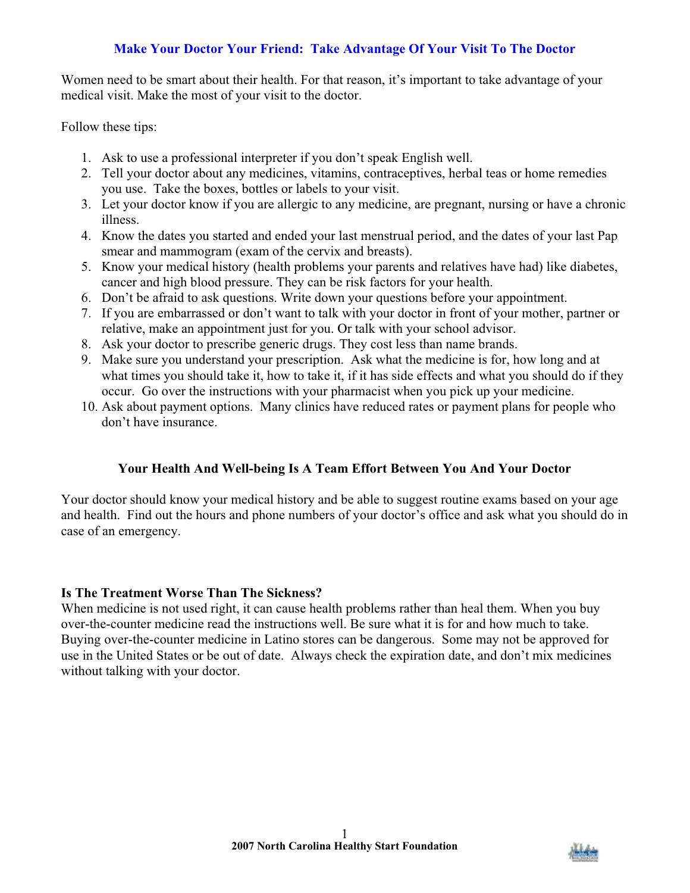## Make Your Doctor Your Friend: Take Advantage Of Your Visit To The Doctor

Women need to be smart about their health. For that reason, it's important to take advantage of your medical visit. Make the most of your visit to the doctor.

Follow these tips:

1. Ask to use a professional interpreter if you don't speak English well.
2. Tell your doctor about any medicines, vitamins, contraceptives, herbal teas or home remedies you use. Take the boxes, bottles or labels to your visit.
3. Let your doctor know if you are allergic to any medicine, are pregnant, nursing or have a chronic illness.
4. Know the dates you started and ended your last menstrual period, and the dates of your last Pap smear and mammogram (exam of the cervix and breasts).
5. Know your medical history (health problems your parents and relatives have had) like diabetes, cancer and high blood pressure. They can be risk factors for your health.
6. Don't be afraid to ask questions. Write down your questions before your appointment.
7. If you are embarrassed or don't want to talk with your doctor in front of your mother, partner or relative, make an appointment just for you. Or talk with your school advisor.
8. Ask your doctor to prescribe generic drugs. They cost less than name brands.
9. Make sure you understand your prescription. Ask what the medicine is for, how long and at what times you should take it, how to take it, if it has side effects and what you should do if they occur. Go over the instructions with your pharmacist when you pick up your medicine.
10. Ask about payment options. Many clinics have reduced rates or payment plans for people who don't have insurance.

### Your Health And Well-being Is A Team Effort Between You And Your Doctor

Your doctor should know your medical history and be able to suggest routine exams based on your age and health. Find out the hours and phone numbers of your doctor's office and ask what you should do in case of an emergency.

### Is The Treatment Worse Than The Sickness?

When medicine is not used right, it can cause health problems rather than heal them. When you buy over-the-counter medicine read the instructions well. Be sure what it is for and how much to take. Buying over-the-counter medicine in Latino stores can be dangerous. Some may not be approved for use in the United States or be out of date. Always check the expiration date, and don't mix medicines without talking with your doctor.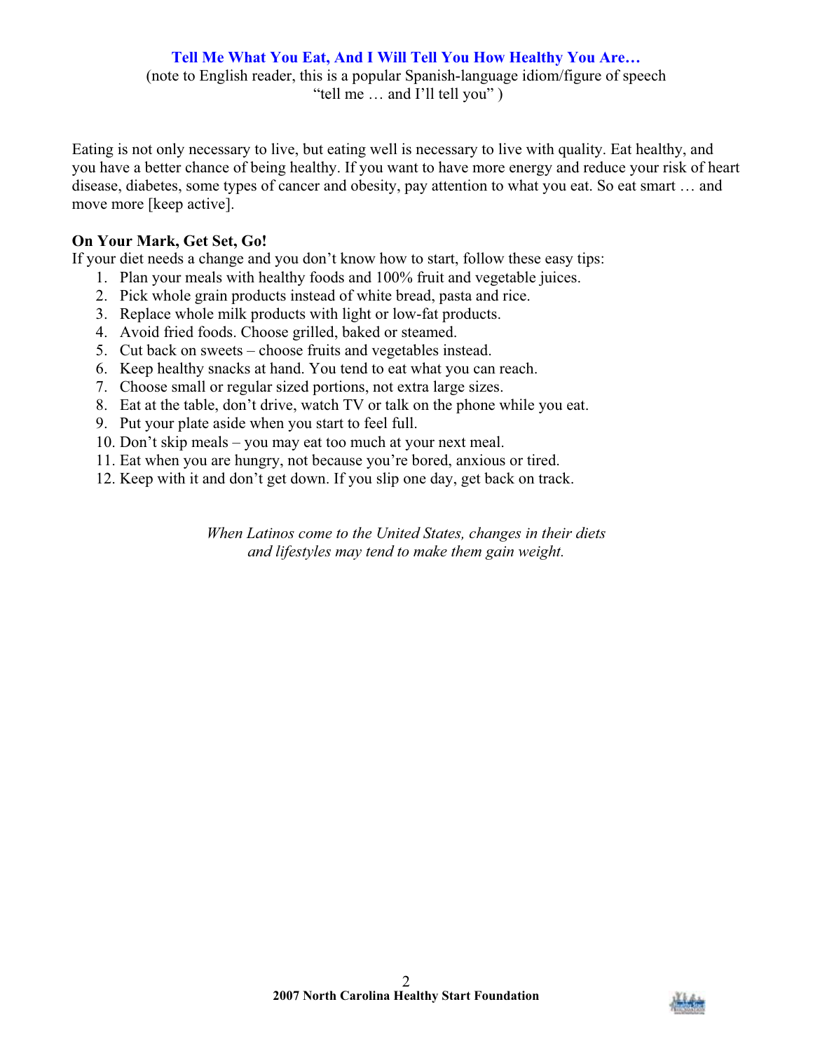## Tell Me What You Eat, And I Will Tell You How Healthy You Are…

(note to English reader, this is a popular Spanish-language idiom/figure of speech "tell me … and I'll tell you" )

Eating is not only necessary to live, but eating well is necessary to live with quality. Eat healthy, and you have a better chance of being healthy. If you want to have more energy and reduce your risk of heart disease, diabetes, some types of cancer and obesity, pay attention to what you eat. So eat smart … and move more [keep active].

**On Your Mark, Get Set, Go!**

If your diet needs a change and you don't know how to start, follow these easy tips:

1. Plan your meals with healthy foods and 100% fruit and vegetable juices.
2. Pick whole grain products instead of white bread, pasta and rice.
3. Replace whole milk products with light or low-fat products.
4. Avoid fried foods. Choose grilled, baked or steamed.
5. Cut back on sweets – choose fruits and vegetables instead.
6. Keep healthy snacks at hand. You tend to eat what you can reach.
7. Choose small or regular sized portions, not extra large sizes.
8. Eat at the table, don't drive, watch TV or talk on the phone while you eat.
9. Put your plate aside when you start to feel full.
10. Don't skip meals – you may eat too much at your next meal.
11. Eat when you are hungry, not because you're bored, anxious or tired.
12. Keep with it and don't get down. If you slip one day, get back on track.

*When Latinos come to the United States, changes in their diets and lifestyles may tend to make them gain weight.*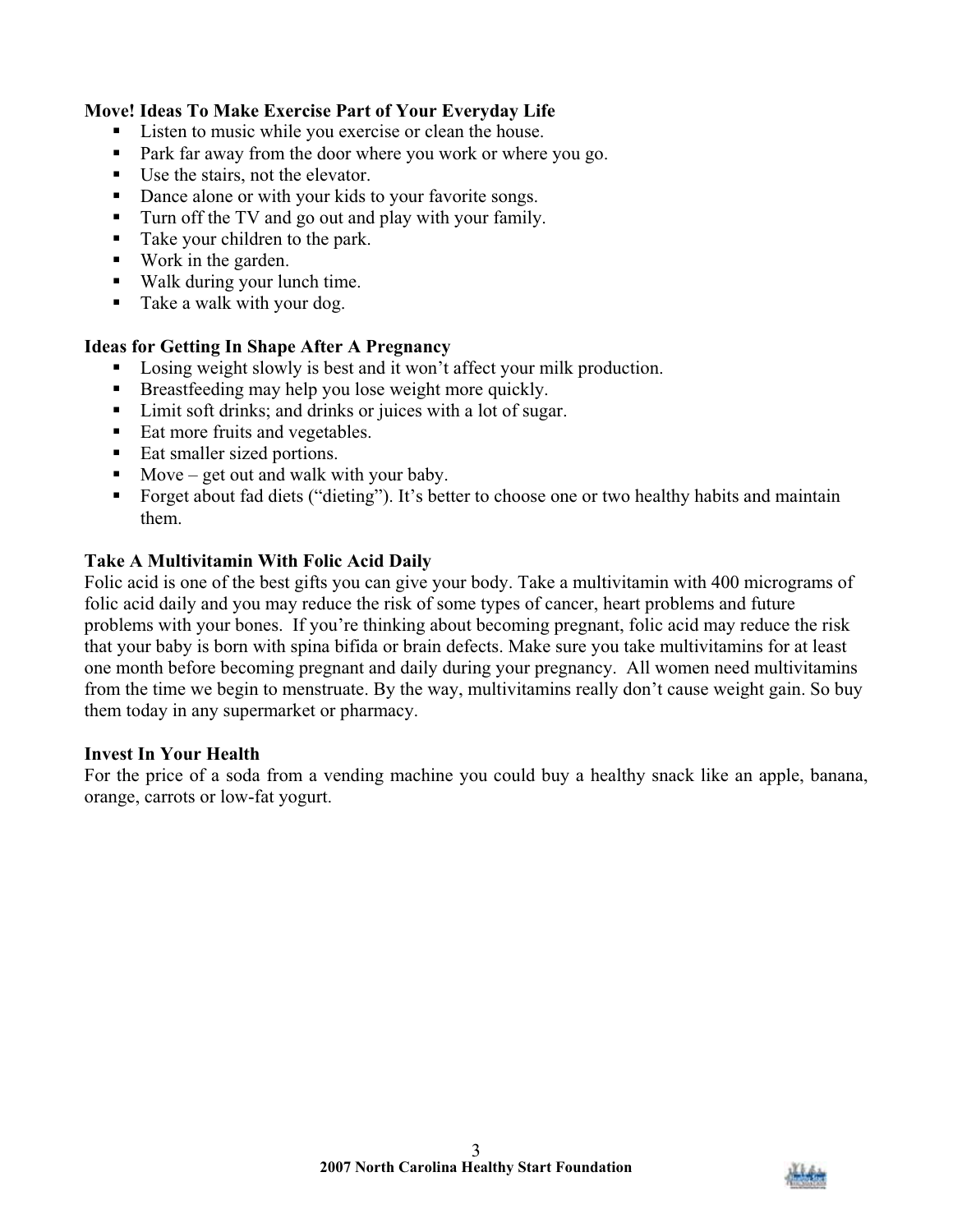**Move! Ideas To Make Exercise Part of Your Everyday Life**

- Listen to music while you exercise or clean the house.
- Park far away from the door where you work or where you go.
- Use the stairs, not the elevator.
- Dance alone or with your kids to your favorite songs.
- Turn off the TV and go out and play with your family.
- Take your children to the park.
- Work in the garden.
- Walk during your lunch time.
- Take a walk with your dog.

**Ideas for Getting In Shape After A Pregnancy**

- Losing weight slowly is best and it won't affect your milk production.
- Breastfeeding may help you lose weight more quickly.
- Limit soft drinks; and drinks or juices with a lot of sugar.
- Eat more fruits and vegetables.
- Eat smaller sized portions.
- Move – get out and walk with your baby.
- Forget about fad diets ("dieting"). It's better to choose one or two healthy habits and maintain them.

**Take A Multivitamin With Folic Acid Daily**

Folic acid is one of the best gifts you can give your body. Take a multivitamin with 400 micrograms of folic acid daily and you may reduce the risk of some types of cancer, heart problems and future problems with your bones. If you're thinking about becoming pregnant, folic acid may reduce the risk that your baby is born with spina bifida or brain defects. Make sure you take multivitamins for at least one month before becoming pregnant and daily during your pregnancy. All women need multivitamins from the time we begin to menstruate. By the way, multivitamins really don't cause weight gain. So buy them today in any supermarket or pharmacy.

**Invest In Your Health**

For the price of a soda from a vending machine you could buy a healthy snack like an apple, banana, orange, carrots or low-fat yogurt.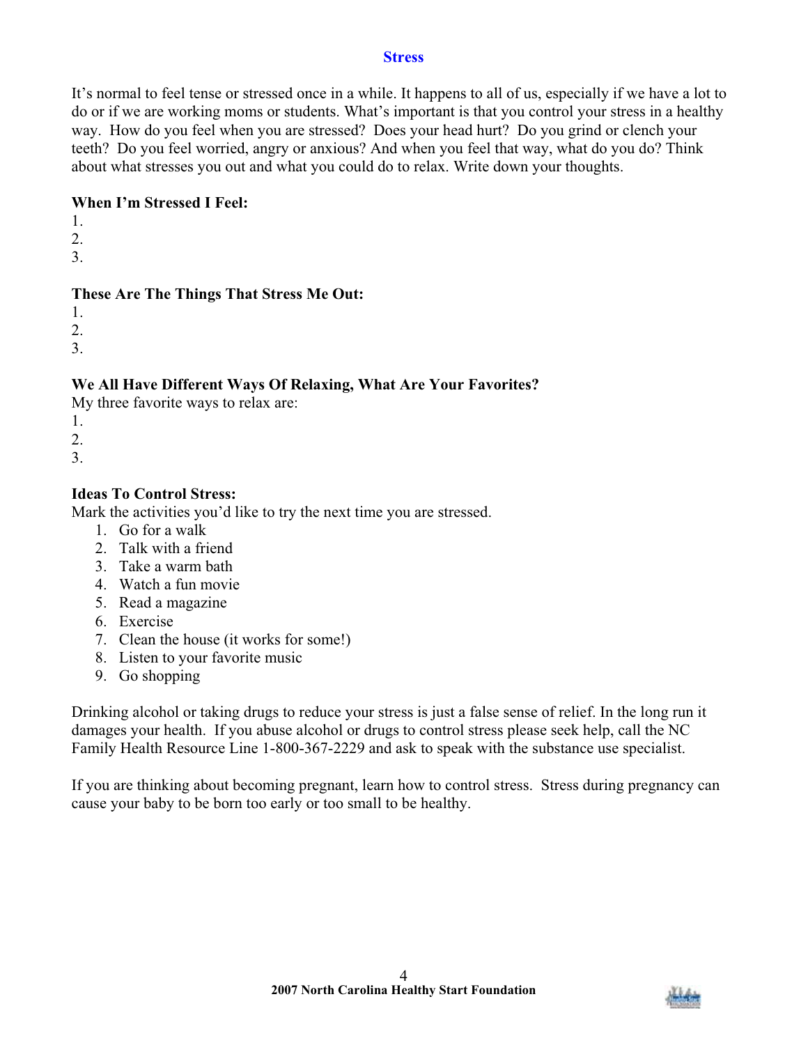# Stress

It's normal to feel tense or stressed once in a while. It happens to all of us, especially if we have a lot to do or if we are working moms or students. What's important is that you control your stress in a healthy way. How do you feel when you are stressed? Does your head hurt? Do you grind or clench your teeth? Do you feel worried, angry or anxious? And when you feel that way, what do you do? Think about what stresses you out and what you could do to relax. Write down your thoughts.

**When I'm Stressed I Feel:**

1.
2.
3.

**These Are The Things That Stress Me Out:**

1.
2.
3.

**We All Have Different Ways Of Relaxing, What Are Your Favorites?**

My three favorite ways to relax are:

1.
2.
3.

**Ideas To Control Stress:**

Mark the activities you'd like to try the next time you are stressed.

1. Go for a walk
2. Talk with a friend
3. Take a warm bath
4. Watch a fun movie
5. Read a magazine
6. Exercise
7. Clean the house (it works for some!)
8. Listen to your favorite music
9. Go shopping

Drinking alcohol or taking drugs to reduce your stress is just a false sense of relief. In the long run it damages your health. If you abuse alcohol or drugs to control stress please seek help, call the NC Family Health Resource Line 1-800-367-2229 and ask to speak with the substance use specialist.

If you are thinking about becoming pregnant, learn how to control stress. Stress during pregnancy can cause your baby to be born too early or too small to be healthy.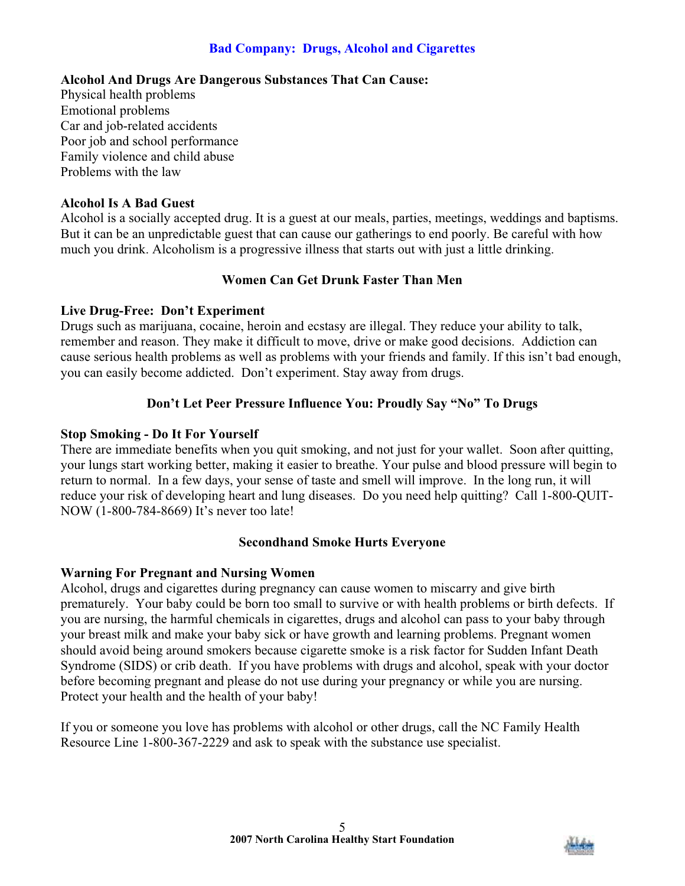## Bad Company: Drugs, Alcohol and Cigarettes

**Alcohol And Drugs Are Dangerous Substances That Can Cause:**

Physical health problems
Emotional problems
Car and job-related accidents
Poor job and school performance
Family violence and child abuse
Problems with the law

**Alcohol Is A Bad Guest**

Alcohol is a socially accepted drug. It is a guest at our meals, parties, meetings, weddings and baptisms. But it can be an unpredictable guest that can cause our gatherings to end poorly. Be careful with how much you drink. Alcoholism is a progressive illness that starts out with just a little drinking.

**Women Can Get Drunk Faster Than Men**

**Live Drug-Free: Don't Experiment**

Drugs such as marijuana, cocaine, heroin and ecstasy are illegal. They reduce your ability to talk, remember and reason. They make it difficult to move, drive or make good decisions. Addiction can cause serious health problems as well as problems with your friends and family. If this isn't bad enough, you can easily become addicted. Don't experiment. Stay away from drugs.

**Don't Let Peer Pressure Influence You: Proudly Say "No" To Drugs**

**Stop Smoking - Do It For Yourself**

There are immediate benefits when you quit smoking, and not just for your wallet. Soon after quitting, your lungs start working better, making it easier to breathe. Your pulse and blood pressure will begin to return to normal. In a few days, your sense of taste and smell will improve. In the long run, it will reduce your risk of developing heart and lung diseases. Do you need help quitting? Call 1-800-QUIT-NOW (1-800-784-8669) It's never too late!

**Secondhand Smoke Hurts Everyone**

**Warning For Pregnant and Nursing Women**

Alcohol, drugs and cigarettes during pregnancy can cause women to miscarry and give birth prematurely. Your baby could be born too small to survive or with health problems or birth defects. If you are nursing, the harmful chemicals in cigarettes, drugs and alcohol can pass to your baby through your breast milk and make your baby sick or have growth and learning problems. Pregnant women should avoid being around smokers because cigarette smoke is a risk factor for Sudden Infant Death Syndrome (SIDS) or crib death. If you have problems with drugs and alcohol, speak with your doctor before becoming pregnant and please do not use during your pregnancy or while you are nursing. Protect your health and the health of your baby!

If you or someone you love has problems with alcohol or other drugs, call the NC Family Health Resource Line 1-800-367-2229 and ask to speak with the substance use specialist.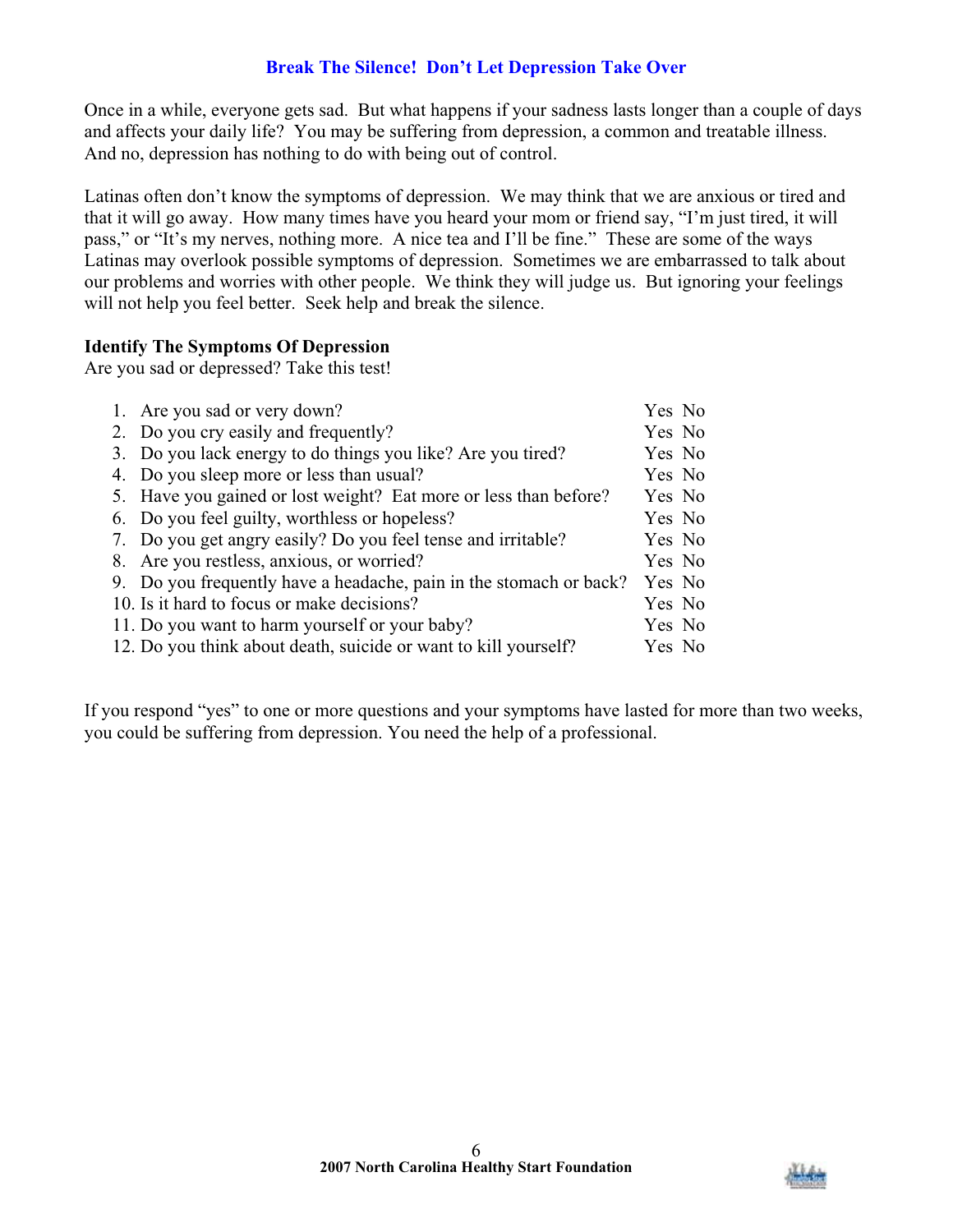## Break The Silence! Don't Let Depression Take Over

Once in a while, everyone gets sad. But what happens if your sadness lasts longer than a couple of days and affects your daily life? You may be suffering from depression, a common and treatable illness. And no, depression has nothing to do with being out of control.

Latinas often don't know the symptoms of depression. We may think that we are anxious or tired and that it will go away. How many times have you heard your mom or friend say, "I'm just tired, it will pass," or "It's my nerves, nothing more. A nice tea and I'll be fine." These are some of the ways Latinas may overlook possible symptoms of depression. Sometimes we are embarrassed to talk about our problems and worries with other people. We think they will judge us. But ignoring your feelings will not help you feel better. Seek help and break the silence.

**Identify The Symptoms Of Depression**
Are you sad or depressed? Take this test!

1. Are you sad or very down? Yes No
2. Do you cry easily and frequently? Yes No
3. Do you lack energy to do things you like? Are you tired? Yes No
4. Do you sleep more or less than usual? Yes No
5. Have you gained or lost weight? Eat more or less than before? Yes No
6. Do you feel guilty, worthless or hopeless? Yes No
7. Do you get angry easily? Do you feel tense and irritable? Yes No
8. Are you restless, anxious, or worried? Yes No
9. Do you frequently have a headache, pain in the stomach or back? Yes No
10. Is it hard to focus or make decisions? Yes No
11. Do you want to harm yourself or your baby? Yes No
12. Do you think about death, suicide or want to kill yourself? Yes No

If you respond "yes" to one or more questions and your symptoms have lasted for more than two weeks, you could be suffering from depression. You need the help of a professional.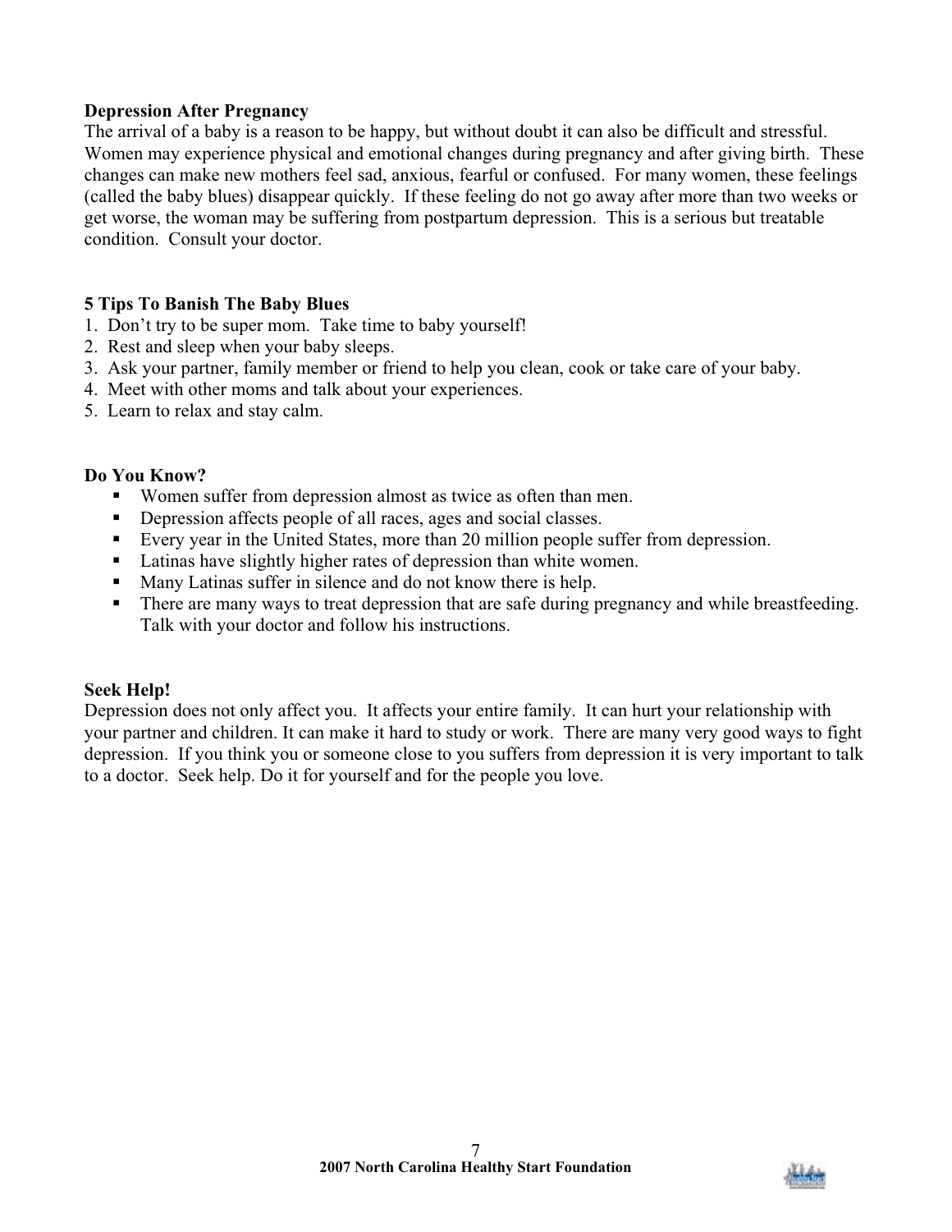**Depression After Pregnancy**

The arrival of a baby is a reason to be happy, but without doubt it can also be difficult and stressful. Women may experience physical and emotional changes during pregnancy and after giving birth. These changes can make new mothers feel sad, anxious, fearful or confused. For many women, these feelings (called the baby blues) disappear quickly. If these feeling do not go away after more than two weeks or get worse, the woman may be suffering from postpartum depression. This is a serious but treatable condition. Consult your doctor.

**5 Tips To Banish The Baby Blues**

1. Don't try to be super mom. Take time to baby yourself!
2. Rest and sleep when your baby sleeps.
3. Ask your partner, family member or friend to help you clean, cook or take care of your baby.
4. Meet with other moms and talk about your experiences.
5. Learn to relax and stay calm.

**Do You Know?**

- Women suffer from depression almost as twice as often than men.
- Depression affects people of all races, ages and social classes.
- Every year in the United States, more than 20 million people suffer from depression.
- Latinas have slightly higher rates of depression than white women.
- Many Latinas suffer in silence and do not know there is help.
- There are many ways to treat depression that are safe during pregnancy and while breastfeeding. Talk with your doctor and follow his instructions.

**Seek Help!**

Depression does not only affect you. It affects your entire family. It can hurt your relationship with your partner and children. It can make it hard to study or work. There are many very good ways to fight depression. If you think you or someone close to you suffers from depression it is very important to talk to a doctor. Seek help. Do it for yourself and for the people you love.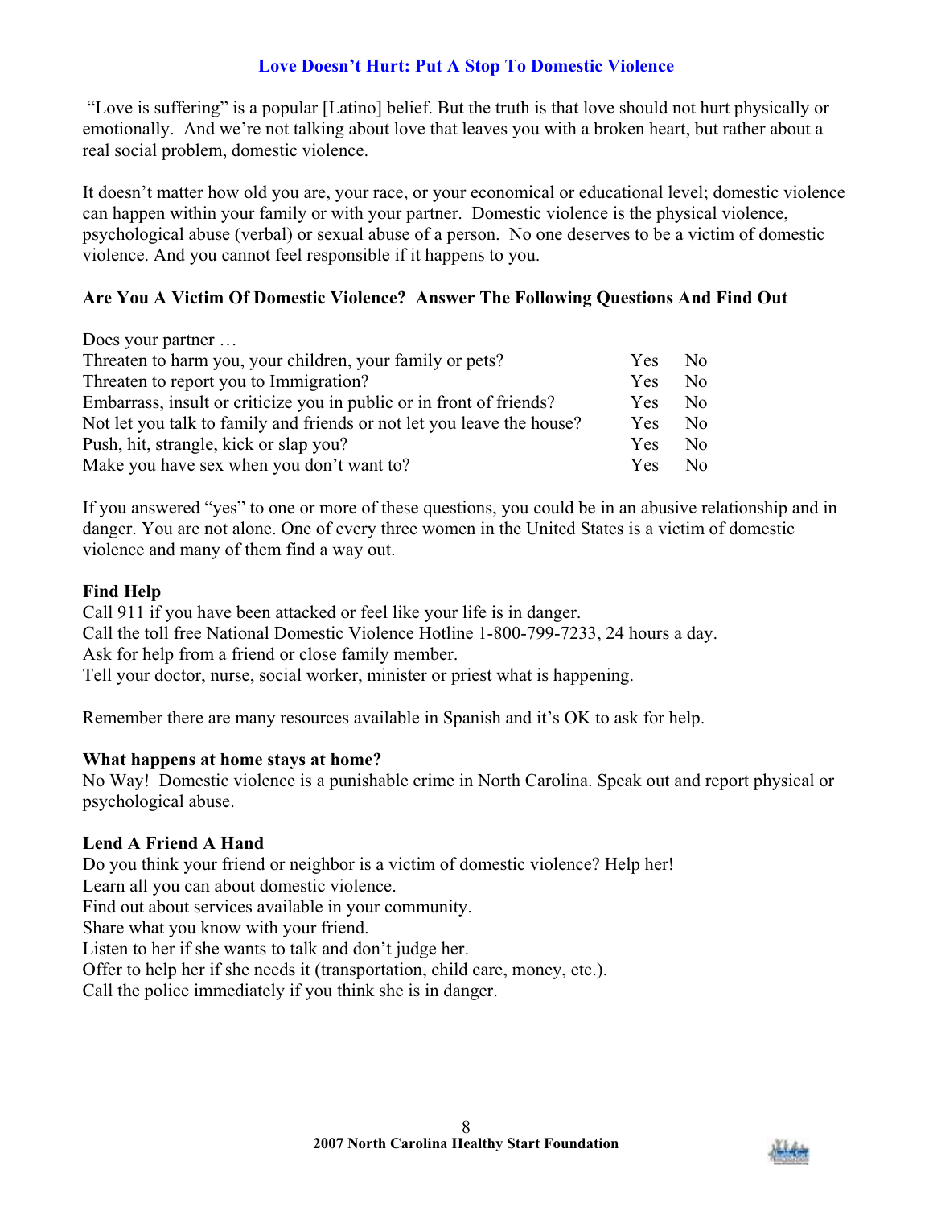## Love Doesn't Hurt: Put A Stop To Domestic Violence

"Love is suffering" is a popular [Latino] belief. But the truth is that love should not hurt physically or emotionally. And we're not talking about love that leaves you with a broken heart, but rather about a real social problem, domestic violence.

It doesn't matter how old you are, your race, or your economical or educational level; domestic violence can happen within your family or with your partner. Domestic violence is the physical violence, psychological abuse (verbal) or sexual abuse of a person. No one deserves to be a victim of domestic violence. And you cannot feel responsible if it happens to you.

### Are You A Victim Of Domestic Violence? Answer The Following Questions And Find Out

| Does your partner … | | |
|---|---|---|
| Threaten to harm you, your children, your family or pets? | Yes | No |
| Threaten to report you to Immigration? | Yes | No |
| Embarrass, insult or criticize you in public or in front of friends? | Yes | No |
| Not let you talk to family and friends or not let you leave the house? | Yes | No |
| Push, hit, strangle, kick or slap you? | Yes | No |
| Make you have sex when you don't want to? | Yes | No |

If you answered "yes" to one or more of these questions, you could be in an abusive relationship and in danger. You are not alone. One of every three women in the United States is a victim of domestic violence and many of them find a way out.

### Find Help

Call 911 if you have been attacked or feel like your life is in danger.
Call the toll free National Domestic Violence Hotline 1-800-799-7233, 24 hours a day.
Ask for help from a friend or close family member.
Tell your doctor, nurse, social worker, minister or priest what is happening.

Remember there are many resources available in Spanish and it's OK to ask for help.

### What happens at home stays at home?

No Way! Domestic violence is a punishable crime in North Carolina. Speak out and report physical or psychological abuse.

### Lend A Friend A Hand

Do you think your friend or neighbor is a victim of domestic violence? Help her!
Learn all you can about domestic violence.
Find out about services available in your community.
Share what you know with your friend.
Listen to her if she wants to talk and don't judge her.
Offer to help her if she needs it (transportation, child care, money, etc.).
Call the police immediately if you think she is in danger.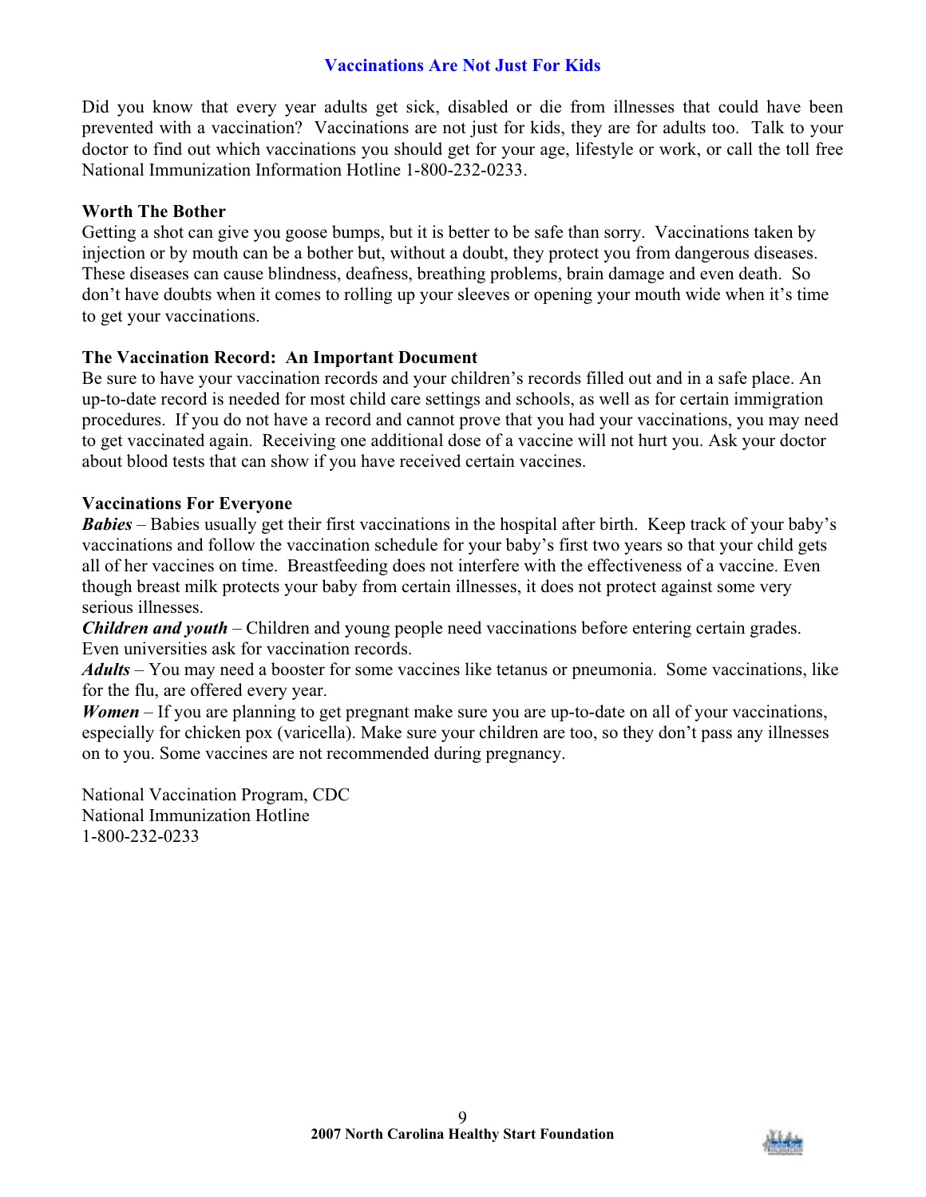# Vaccinations Are Not Just For Kids

Did you know that every year adults get sick, disabled or die from illnesses that could have been prevented with a vaccination? Vaccinations are not just for kids, they are for adults too. Talk to your doctor to find out which vaccinations you should get for your age, lifestyle or work, or call the toll free National Immunization Information Hotline 1-800-232-0233.

**Worth The Bother**

Getting a shot can give you goose bumps, but it is better to be safe than sorry. Vaccinations taken by injection or by mouth can be a bother but, without a doubt, they protect you from dangerous diseases. These diseases can cause blindness, deafness, breathing problems, brain damage and even death. So don't have doubts when it comes to rolling up your sleeves or opening your mouth wide when it's time to get your vaccinations.

**The Vaccination Record: An Important Document**

Be sure to have your vaccination records and your children's records filled out and in a safe place. An up-to-date record is needed for most child care settings and schools, as well as for certain immigration procedures. If you do not have a record and cannot prove that you had your vaccinations, you may need to get vaccinated again. Receiving one additional dose of a vaccine will not hurt you. Ask your doctor about blood tests that can show if you have received certain vaccines.

**Vaccinations For Everyone**

***Babies*** – Babies usually get their first vaccinations in the hospital after birth. Keep track of your baby's vaccinations and follow the vaccination schedule for your baby's first two years so that your child gets all of her vaccines on time. Breastfeeding does not interfere with the effectiveness of a vaccine. Even though breast milk protects your baby from certain illnesses, it does not protect against some very serious illnesses.

***Children and youth*** – Children and young people need vaccinations before entering certain grades. Even universities ask for vaccination records.

***Adults*** – You may need a booster for some vaccines like tetanus or pneumonia. Some vaccinations, like for the flu, are offered every year.

***Women*** – If you are planning to get pregnant make sure you are up-to-date on all of your vaccinations, especially for chicken pox (varicella). Make sure your children are too, so they don't pass any illnesses on to you. Some vaccines are not recommended during pregnancy.

National Vaccination Program, CDC
National Immunization Hotline
1-800-232-0233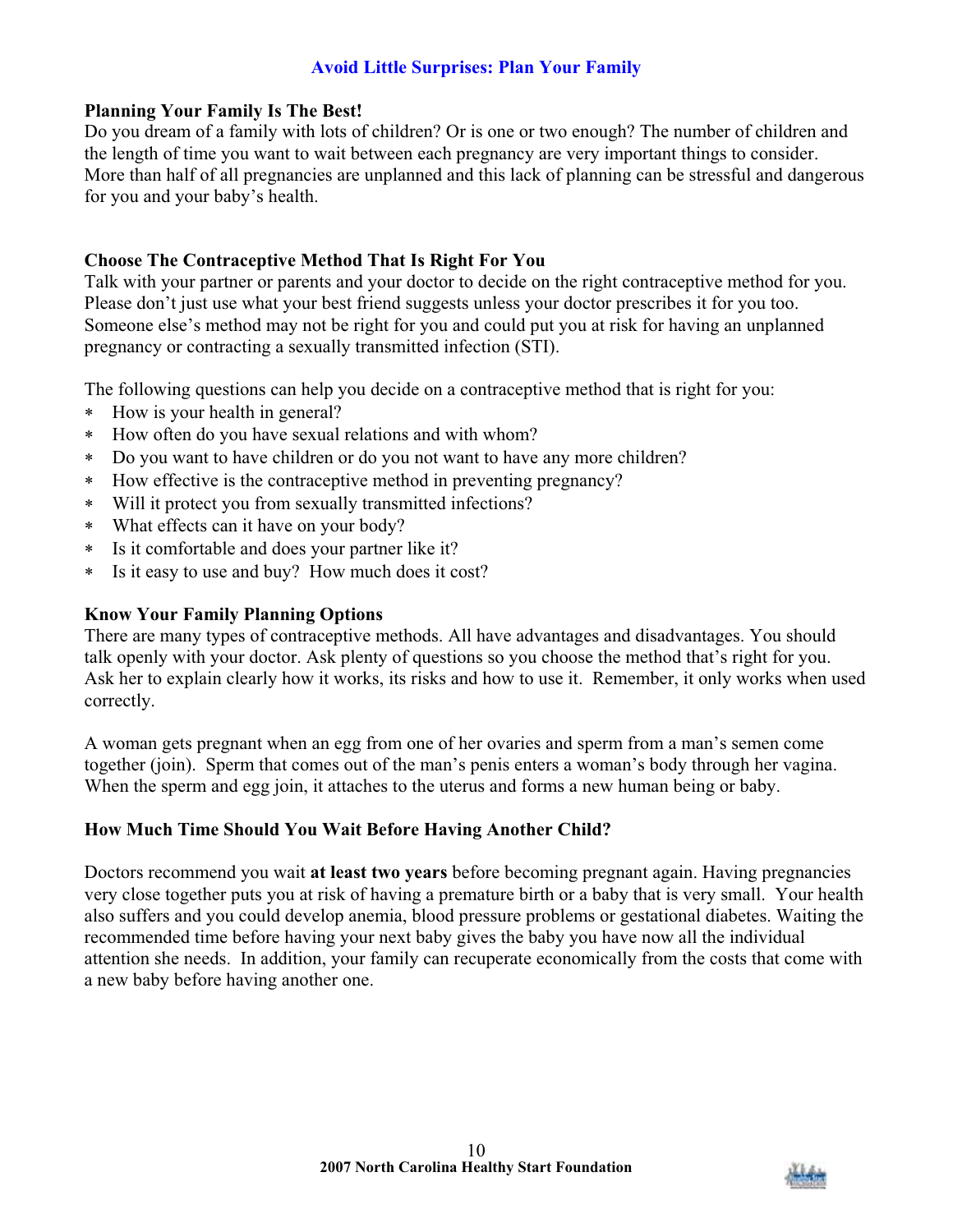## Avoid Little Surprises: Plan Your Family

### Planning Your Family Is The Best!

Do you dream of a family with lots of children? Or is one or two enough? The number of children and the length of time you want to wait between each pregnancy are very important things to consider. More than half of all pregnancies are unplanned and this lack of planning can be stressful and dangerous for you and your baby's health.

### Choose The Contraceptive Method That Is Right For You

Talk with your partner or parents and your doctor to decide on the right contraceptive method for you. Please don't just use what your best friend suggests unless your doctor prescribes it for you too. Someone else's method may not be right for you and could put you at risk for having an unplanned pregnancy or contracting a sexually transmitted infection (STI).

The following questions can help you decide on a contraceptive method that is right for you:

- How is your health in general?
- How often do you have sexual relations and with whom?
- Do you want to have children or do you not want to have any more children?
- How effective is the contraceptive method in preventing pregnancy?
- Will it protect you from sexually transmitted infections?
- What effects can it have on your body?
- Is it comfortable and does your partner like it?
- Is it easy to use and buy? How much does it cost?

### Know Your Family Planning Options

There are many types of contraceptive methods. All have advantages and disadvantages. You should talk openly with your doctor. Ask plenty of questions so you choose the method that's right for you. Ask her to explain clearly how it works, its risks and how to use it. Remember, it only works when used correctly.

A woman gets pregnant when an egg from one of her ovaries and sperm from a man's semen come together (join). Sperm that comes out of the man's penis enters a woman's body through her vagina. When the sperm and egg join, it attaches to the uterus and forms a new human being or baby.

### How Much Time Should You Wait Before Having Another Child?

Doctors recommend you wait **at least two years** before becoming pregnant again. Having pregnancies very close together puts you at risk of having a premature birth or a baby that is very small. Your health also suffers and you could develop anemia, blood pressure problems or gestational diabetes. Waiting the recommended time before having your next baby gives the baby you have now all the individual attention she needs. In addition, your family can recuperate economically from the costs that come with a new baby before having another one.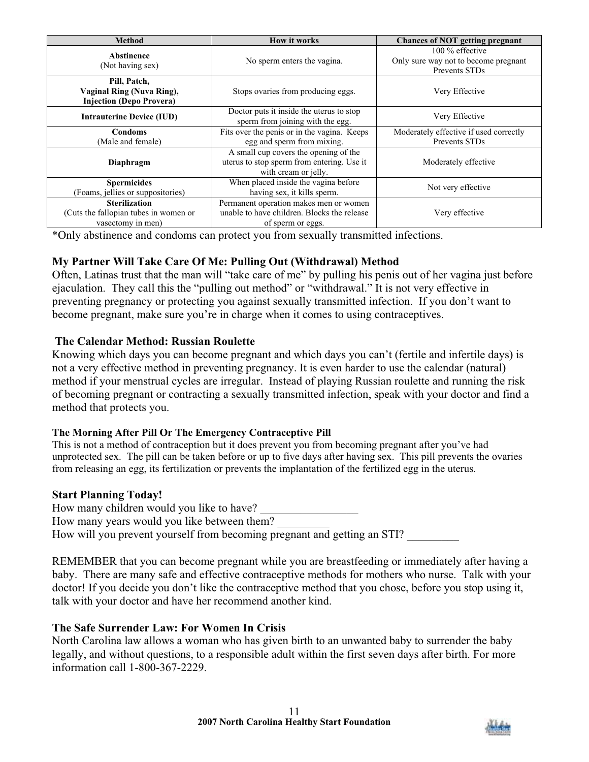| Method | How it works | Chances of NOT getting pregnant |
| --- | --- | --- |
| **Abstinence** (Not having sex) | No sperm enters the vagina. | 100 % effective Only sure way not to become pregnant Prevents STDs |
| **Pill, Patch, Vaginal Ring (Nuva Ring), Injection (Depo Provera)** | Stops ovaries from producing eggs. | Very Effective |
| **Intrauterine Device (IUD)** | Doctor puts it inside the uterus to stop sperm from joining with the egg. | Very Effective |
| **Condoms** (Male and female) | Fits over the penis or in the vagina. Keeps egg and sperm from mixing. | Moderately effective if used correctly Prevents STDs |
| **Diaphragm** | A small cup covers the opening of the uterus to stop sperm from entering. Use it with cream or jelly. | Moderately effective |
| **Spermicides** (Foams, jellies or suppositories) | When placed inside the vagina before having sex, it kills sperm. | Not very effective |
| **Sterilization** (Cuts the fallopian tubes in women or vasectomy in men) | Permanent operation makes men or women unable to have children. Blocks the release of sperm or eggs. | Very effective |

*Only abstinence and condoms can protect you from sexually transmitted infections.

### My Partner Will Take Care Of Me: Pulling Out (Withdrawal) Method

Often, Latinas trust that the man will "take care of me" by pulling his penis out of her vagina just before ejaculation. They call this the "pulling out method" or "withdrawal." It is not very effective in preventing pregnancy or protecting you against sexually transmitted infection. If you don't want to become pregnant, make sure you're in charge when it comes to using contraceptives.

### The Calendar Method: Russian Roulette

Knowing which days you can become pregnant and which days you can't (fertile and infertile days) is not a very effective method in preventing pregnancy. It is even harder to use the calendar (natural) method if your menstrual cycles are irregular. Instead of playing Russian roulette and running the risk of becoming pregnant or contracting a sexually transmitted infection, speak with your doctor and find a method that protects you.

#### The Morning After Pill Or The Emergency Contraceptive Pill

This is not a method of contraception but it does prevent you from becoming pregnant after you've had unprotected sex. The pill can be taken before or up to five days after having sex. This pill prevents the ovaries from releasing an egg, its fertilization or prevents the implantation of the fertilized egg in the uterus.

### Start Planning Today!

How many children would you like to have? _________________

How many years would you like between them? _________

How will you prevent yourself from becoming pregnant and getting an STI? _________

REMEMBER that you can become pregnant while you are breastfeeding or immediately after having a baby. There are many safe and effective contraceptive methods for mothers who nurse. Talk with your doctor! If you decide you don't like the contraceptive method that you chose, before you stop using it, talk with your doctor and have her recommend another kind.

### The Safe Surrender Law: For Women In Crisis

North Carolina law allows a woman who has given birth to an unwanted baby to surrender the baby legally, and without questions, to a responsible adult within the first seven days after birth. For more information call 1-800-367-2229.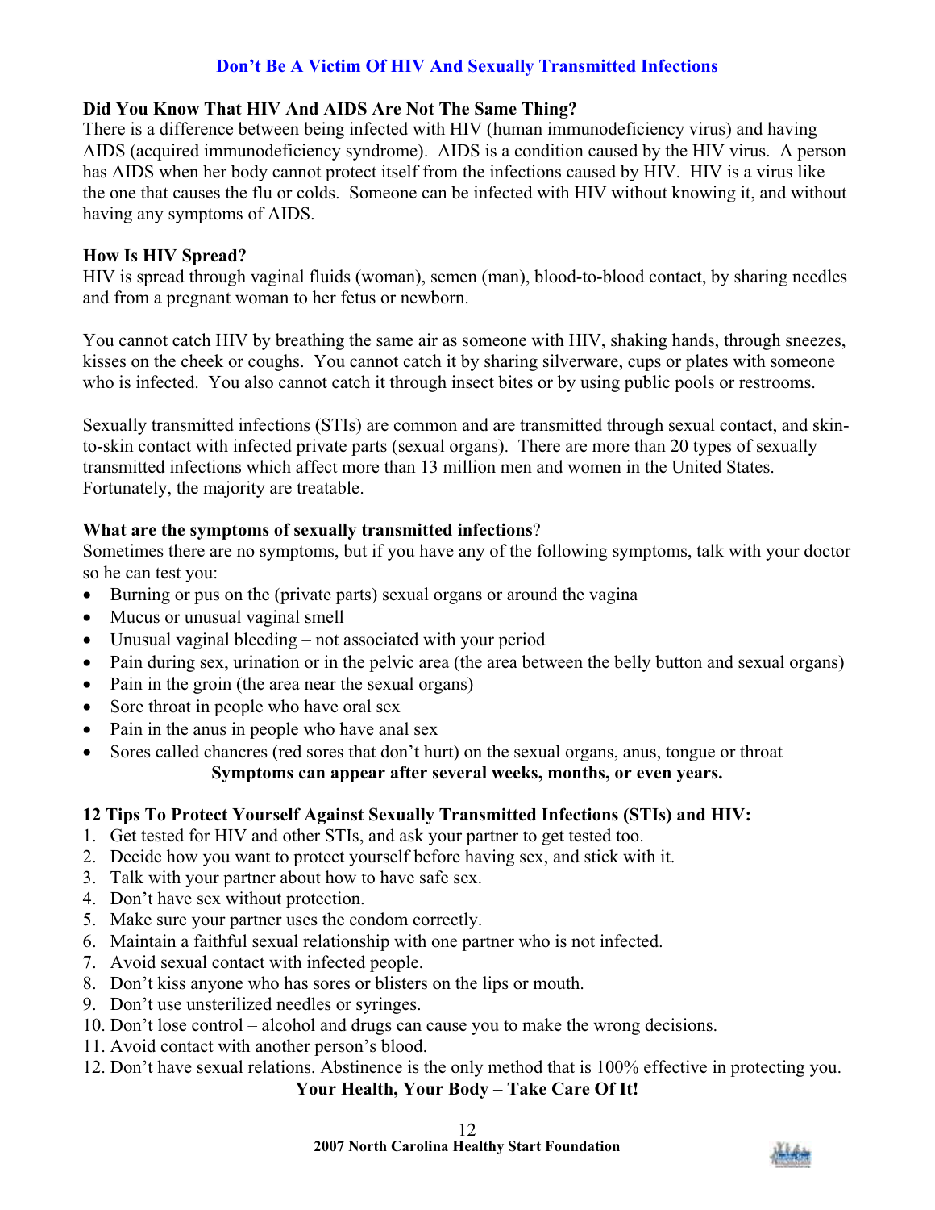## Don't Be A Victim Of HIV And Sexually Transmitted Infections

### Did You Know That HIV And AIDS Are Not The Same Thing?

There is a difference between being infected with HIV (human immunodeficiency virus) and having AIDS (acquired immunodeficiency syndrome). AIDS is a condition caused by the HIV virus. A person has AIDS when her body cannot protect itself from the infections caused by HIV. HIV is a virus like the one that causes the flu or colds. Someone can be infected with HIV without knowing it, and without having any symptoms of AIDS.

### How Is HIV Spread?

HIV is spread through vaginal fluids (woman), semen (man), blood-to-blood contact, by sharing needles and from a pregnant woman to her fetus or newborn.

You cannot catch HIV by breathing the same air as someone with HIV, shaking hands, through sneezes, kisses on the cheek or coughs. You cannot catch it by sharing silverware, cups or plates with someone who is infected. You also cannot catch it through insect bites or by using public pools or restrooms.

Sexually transmitted infections (STIs) are common and are transmitted through sexual contact, and skin-to-skin contact with infected private parts (sexual organs). There are more than 20 types of sexually transmitted infections which affect more than 13 million men and women in the United States. Fortunately, the majority are treatable.

### What are the symptoms of sexually transmitted infections?

Sometimes there are no symptoms, but if you have any of the following symptoms, talk with your doctor so he can test you:

- Burning or pus on the (private parts) sexual organs or around the vagina
- Mucus or unusual vaginal smell
- Unusual vaginal bleeding – not associated with your period
- Pain during sex, urination or in the pelvic area (the area between the belly button and sexual organs)
- Pain in the groin (the area near the sexual organs)
- Sore throat in people who have oral sex
- Pain in the anus in people who have anal sex
- Sores called chancres (red sores that don't hurt) on the sexual organs, anus, tongue or throat

**Symptoms can appear after several weeks, months, or even years.**

### 12 Tips To Protect Yourself Against Sexually Transmitted Infections (STIs) and HIV:

1. Get tested for HIV and other STIs, and ask your partner to get tested too.
2. Decide how you want to protect yourself before having sex, and stick with it.
3. Talk with your partner about how to have safe sex.
4. Don't have sex without protection.
5. Make sure your partner uses the condom correctly.
6. Maintain a faithful sexual relationship with one partner who is not infected.
7. Avoid sexual contact with infected people.
8. Don't kiss anyone who has sores or blisters on the lips or mouth.
9. Don't use unsterilized needles or syringes.
10. Don't lose control – alcohol and drugs can cause you to make the wrong decisions.
11. Avoid contact with another person's blood.
12. Don't have sexual relations. Abstinence is the only method that is 100% effective in protecting you.

**Your Health, Your Body – Take Care Of It!**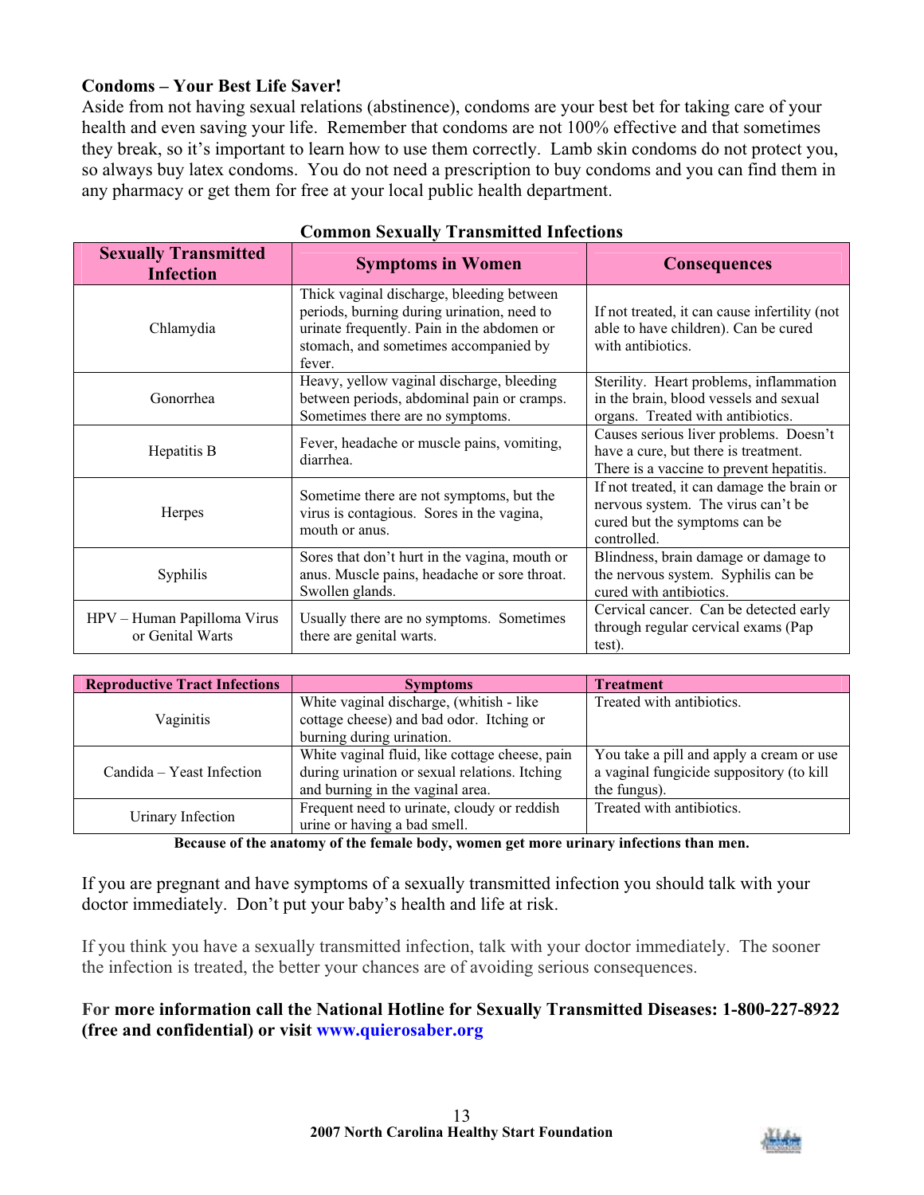**Condoms – Your Best Life Saver!**

Aside from not having sexual relations (abstinence), condoms are your best bet for taking care of your health and even saving your life. Remember that condoms are not 100% effective and that sometimes they break, so it's important to learn how to use them correctly. Lamb skin condoms do not protect you, so always buy latex condoms. You do not need a prescription to buy condoms and you can find them in any pharmacy or get them for free at your local public health department.

**Common Sexually Transmitted Infections**

| Sexually Transmitted Infection | Symptoms in Women | Consequences |
|---|---|---|
| Chlamydia | Thick vaginal discharge, bleeding between periods, burning during urination, need to urinate frequently. Pain in the abdomen or stomach, and sometimes accompanied by fever. | If not treated, it can cause infertility (not able to have children). Can be cured with antibiotics. |
| Gonorrhea | Heavy, yellow vaginal discharge, bleeding between periods, abdominal pain or cramps. Sometimes there are no symptoms. | Sterility. Heart problems, inflammation in the brain, blood vessels and sexual organs. Treated with antibiotics. |
| Hepatitis B | Fever, headache or muscle pains, vomiting, diarrhea. | Causes serious liver problems. Doesn't have a cure, but there is treatment. There is a vaccine to prevent hepatitis. |
| Herpes | Sometime there are not symptoms, but the virus is contagious. Sores in the vagina, mouth or anus. | If not treated, it can damage the brain or nervous system. The virus can't be cured but the symptoms can be controlled. |
| Syphilis | Sores that don't hurt in the vagina, mouth or anus. Muscle pains, headache or sore throat. Swollen glands. | Blindness, brain damage or damage to the nervous system. Syphilis can be cured with antibiotics. |
| HPV – Human Papilloma Virus or Genital Warts | Usually there are no symptoms. Sometimes there are genital warts. | Cervical cancer. Can be detected early through regular cervical exams (Pap test). |

| Reproductive Tract Infections | Symptoms | Treatment |
|---|---|---|
| Vaginitis | White vaginal discharge, (whitish - like cottage cheese) and bad odor. Itching or burning during urination. | Treated with antibiotics. |
| Candida – Yeast Infection | White vaginal fluid, like cottage cheese, pain during urination or sexual relations. Itching and burning in the vaginal area. | You take a pill and apply a cream or use a vaginal fungicide suppository (to kill the fungus). |
| Urinary Infection | Frequent need to urinate, cloudy or reddish urine or having a bad smell. | Treated with antibiotics. |

**Because of the anatomy of the female body, women get more urinary infections than men.**

If you are pregnant and have symptoms of a sexually transmitted infection you should talk with your doctor immediately. Don't put your baby's health and life at risk.

If you think you have a sexually transmitted infection, talk with your doctor immediately. The sooner the infection is treated, the better your chances are of avoiding serious consequences.

**For more information call the National Hotline for Sexually Transmitted Diseases: 1-800-227-8922 (free and confidential) or visit www.quierosaber.org**

**2007 North Carolina Healthy Start Foundation**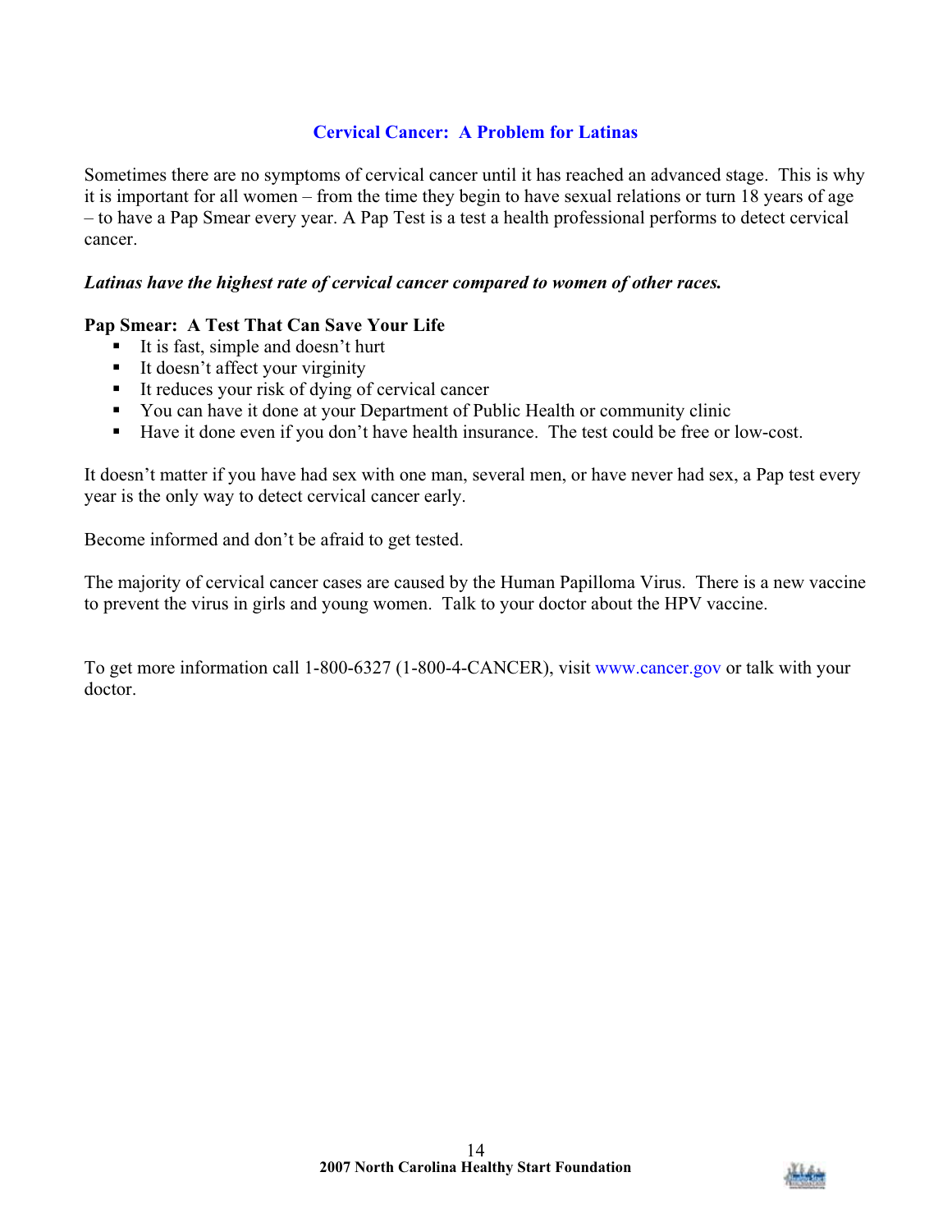## Cervical Cancer: A Problem for Latinas

Sometimes there are no symptoms of cervical cancer until it has reached an advanced stage. This is why it is important for all women – from the time they begin to have sexual relations or turn 18 years of age – to have a Pap Smear every year. A Pap Test is a test a health professional performs to detect cervical cancer.

***Latinas have the highest rate of cervical cancer compared to women of other races.***

**Pap Smear: A Test That Can Save Your Life**

- It is fast, simple and doesn't hurt
- It doesn't affect your virginity
- It reduces your risk of dying of cervical cancer
- You can have it done at your Department of Public Health or community clinic
- Have it done even if you don't have health insurance. The test could be free or low-cost.

It doesn't matter if you have had sex with one man, several men, or have never had sex, a Pap test every year is the only way to detect cervical cancer early.

Become informed and don't be afraid to get tested.

The majority of cervical cancer cases are caused by the Human Papilloma Virus. There is a new vaccine to prevent the virus in girls and young women. Talk to your doctor about the HPV vaccine.

To get more information call 1-800-6327 (1-800-4-CANCER), visit www.cancer.gov or talk with your doctor.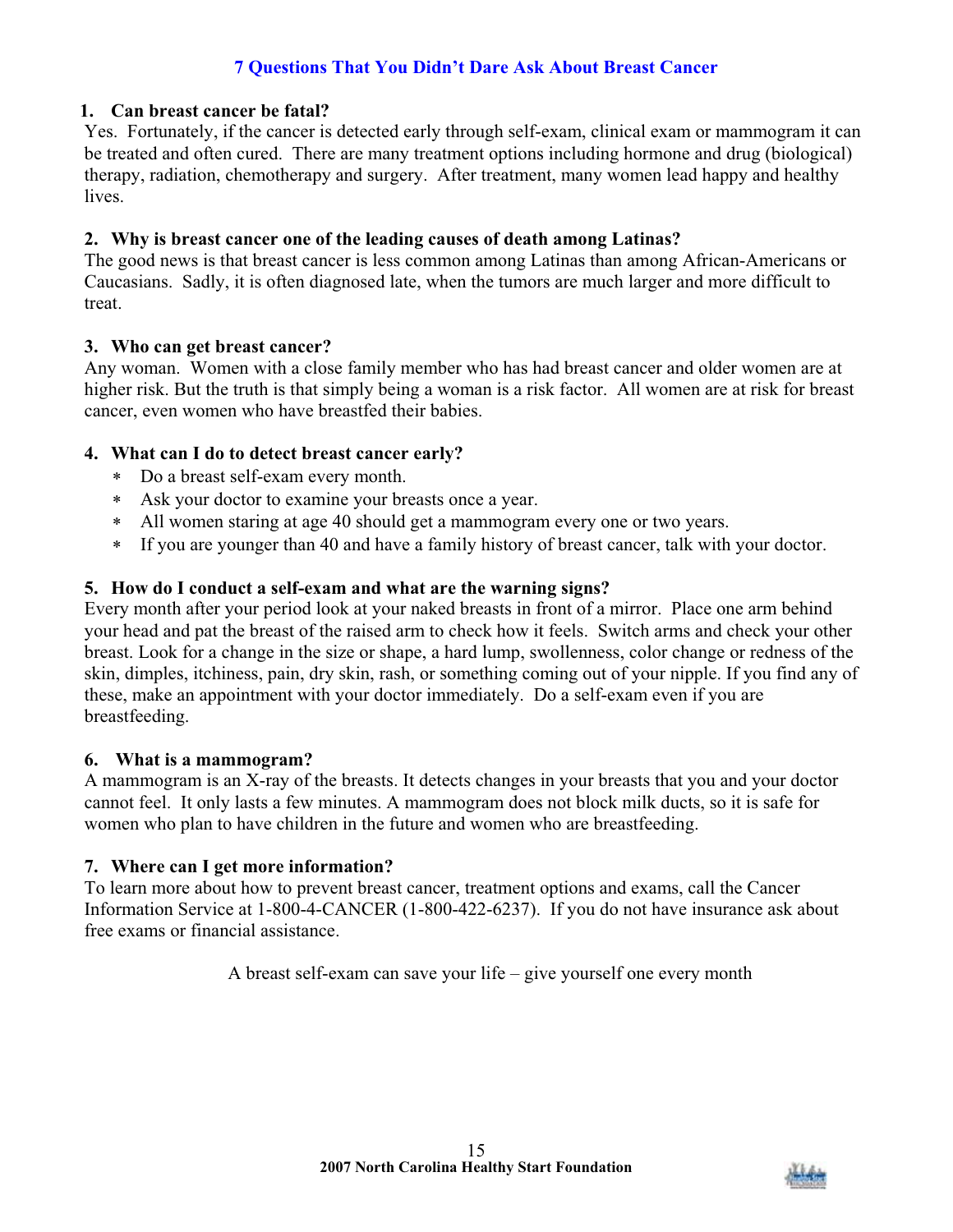# 7 Questions That You Didn't Dare Ask About Breast Cancer

**1. Can breast cancer be fatal?**

Yes. Fortunately, if the cancer is detected early through self-exam, clinical exam or mammogram it can be treated and often cured. There are many treatment options including hormone and drug (biological) therapy, radiation, chemotherapy and surgery. After treatment, many women lead happy and healthy lives.

**2. Why is breast cancer one of the leading causes of death among Latinas?**

The good news is that breast cancer is less common among Latinas than among African-Americans or Caucasians. Sadly, it is often diagnosed late, when the tumors are much larger and more difficult to treat.

**3. Who can get breast cancer?**

Any woman. Women with a close family member who has had breast cancer and older women are at higher risk. But the truth is that simply being a woman is a risk factor. All women are at risk for breast cancer, even women who have breastfed their babies.

**4. What can I do to detect breast cancer early?**

- Do a breast self-exam every month.
- Ask your doctor to examine your breasts once a year.
- All women staring at age 40 should get a mammogram every one or two years.
- If you are younger than 40 and have a family history of breast cancer, talk with your doctor.

**5. How do I conduct a self-exam and what are the warning signs?**

Every month after your period look at your naked breasts in front of a mirror. Place one arm behind your head and pat the breast of the raised arm to check how it feels. Switch arms and check your other breast. Look for a change in the size or shape, a hard lump, swollenness, color change or redness of the skin, dimples, itchiness, pain, dry skin, rash, or something coming out of your nipple. If you find any of these, make an appointment with your doctor immediately. Do a self-exam even if you are breastfeeding.

**6. What is a mammogram?**

A mammogram is an X-ray of the breasts. It detects changes in your breasts that you and your doctor cannot feel. It only lasts a few minutes. A mammogram does not block milk ducts, so it is safe for women who plan to have children in the future and women who are breastfeeding.

**7. Where can I get more information?**

To learn more about how to prevent breast cancer, treatment options and exams, call the Cancer Information Service at 1-800-4-CANCER (1-800-422-6237). If you do not have insurance ask about free exams or financial assistance.

A breast self-exam can save your life – give yourself one every month

**2007 North Carolina Healthy Start Foundation**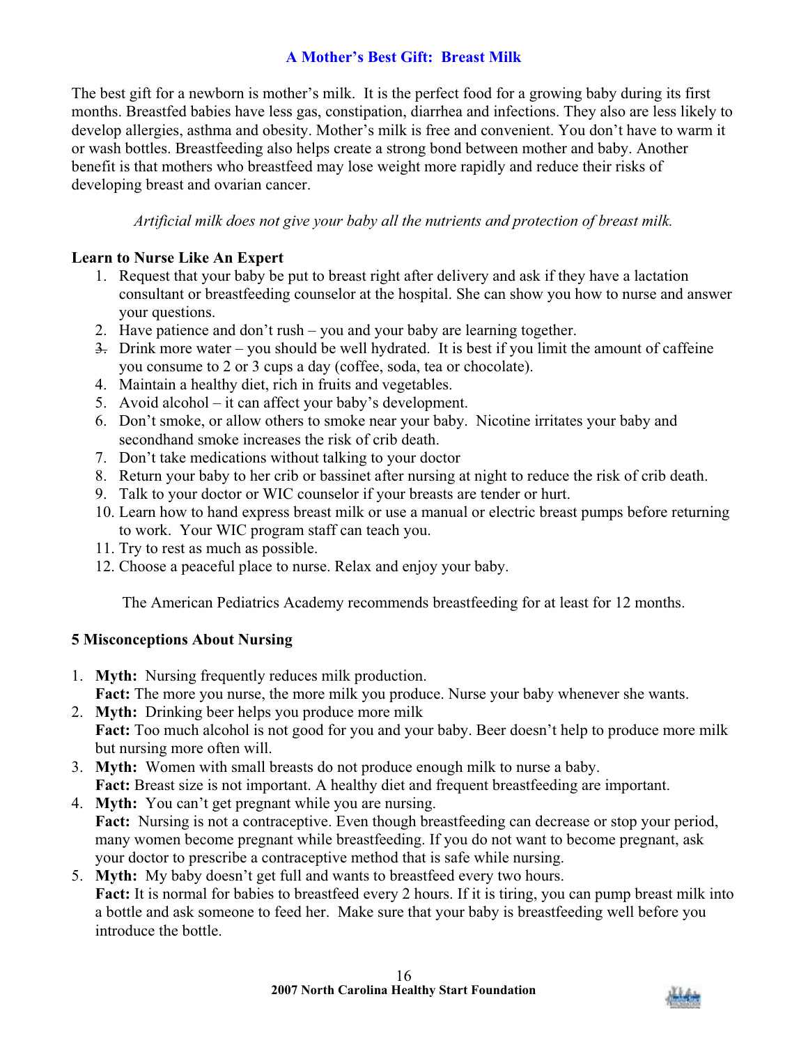## A Mother's Best Gift: Breast Milk

The best gift for a newborn is mother's milk. It is the perfect food for a growing baby during its first months. Breastfed babies have less gas, constipation, diarrhea and infections. They also are less likely to develop allergies, asthma and obesity. Mother's milk is free and convenient. You don't have to warm it or wash bottles. Breastfeeding also helps create a strong bond between mother and baby. Another benefit is that mothers who breastfeed may lose weight more rapidly and reduce their risks of developing breast and ovarian cancer.

*Artificial milk does not give your baby all the nutrients and protection of breast milk.*

### Learn to Nurse Like An Expert

1. Request that your baby be put to breast right after delivery and ask if they have a lactation consultant or breastfeeding counselor at the hospital. She can show you how to nurse and answer your questions.
2. Have patience and don't rush – you and your baby are learning together.
3. Drink more water – you should be well hydrated. It is best if you limit the amount of caffeine you consume to 2 or 3 cups a day (coffee, soda, tea or chocolate).
4. Maintain a healthy diet, rich in fruits and vegetables.
5. Avoid alcohol – it can affect your baby's development.
6. Don't smoke, or allow others to smoke near your baby. Nicotine irritates your baby and secondhand smoke increases the risk of crib death.
7. Don't take medications without talking to your doctor
8. Return your baby to her crib or bassinet after nursing at night to reduce the risk of crib death.
9. Talk to your doctor or WIC counselor if your breasts are tender or hurt.
10. Learn how to hand express breast milk or use a manual or electric breast pumps before returning to work. Your WIC program staff can teach you.
11. Try to rest as much as possible.
12. Choose a peaceful place to nurse. Relax and enjoy your baby.

The American Pediatrics Academy recommends breastfeeding for at least for 12 months.

### 5 Misconceptions About Nursing

1. **Myth:** Nursing frequently reduces milk production.
   **Fact:** The more you nurse, the more milk you produce. Nurse your baby whenever she wants.
2. **Myth:** Drinking beer helps you produce more milk
   **Fact:** Too much alcohol is not good for you and your baby. Beer doesn't help to produce more milk but nursing more often will.
3. **Myth:** Women with small breasts do not produce enough milk to nurse a baby.
   **Fact:** Breast size is not important. A healthy diet and frequent breastfeeding are important.
4. **Myth:** You can't get pregnant while you are nursing.
   **Fact:** Nursing is not a contraceptive. Even though breastfeeding can decrease or stop your period, many women become pregnant while breastfeeding. If you do not want to become pregnant, ask your doctor to prescribe a contraceptive method that is safe while nursing.
5. **Myth:** My baby doesn't get full and wants to breastfeed every two hours.
   **Fact:** It is normal for babies to breastfeed every 2 hours. If it is tiring, you can pump breast milk into a bottle and ask someone to feed her. Make sure that your baby is breastfeeding well before you introduce the bottle.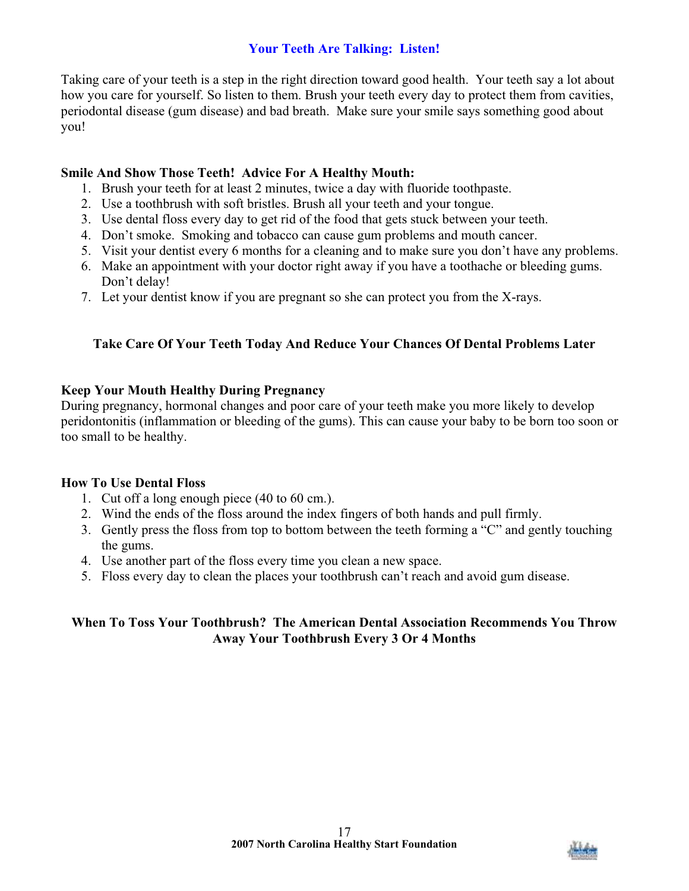## Your Teeth Are Talking: Listen!

Taking care of your teeth is a step in the right direction toward good health. Your teeth say a lot about how you care for yourself. So listen to them. Brush your teeth every day to protect them from cavities, periodontal disease (gum disease) and bad breath. Make sure your smile says something good about you!

**Smile And Show Those Teeth! Advice For A Healthy Mouth:**

1. Brush your teeth for at least 2 minutes, twice a day with fluoride toothpaste.
2. Use a toothbrush with soft bristles. Brush all your teeth and your tongue.
3. Use dental floss every day to get rid of the food that gets stuck between your teeth.
4. Don't smoke. Smoking and tobacco can cause gum problems and mouth cancer.
5. Visit your dentist every 6 months for a cleaning and to make sure you don't have any problems.
6. Make an appointment with your doctor right away if you have a toothache or bleeding gums. Don't delay!
7. Let your dentist know if you are pregnant so she can protect you from the X-rays.

**Take Care Of Your Teeth Today And Reduce Your Chances Of Dental Problems Later**

**Keep Your Mouth Healthy During Pregnancy**

During pregnancy, hormonal changes and poor care of your teeth make you more likely to develop peridontonitis (inflammation or bleeding of the gums). This can cause your baby to be born too soon or too small to be healthy.

**How To Use Dental Floss**

1. Cut off a long enough piece (40 to 60 cm.).
2. Wind the ends of the floss around the index fingers of both hands and pull firmly.
3. Gently press the floss from top to bottom between the teeth forming a "C" and gently touching the gums.
4. Use another part of the floss every time you clean a new space.
5. Floss every day to clean the places your toothbrush can't reach and avoid gum disease.

**When To Toss Your Toothbrush? The American Dental Association Recommends You Throw Away Your Toothbrush Every 3 Or 4 Months**

**2007 North Carolina Healthy Start Foundation**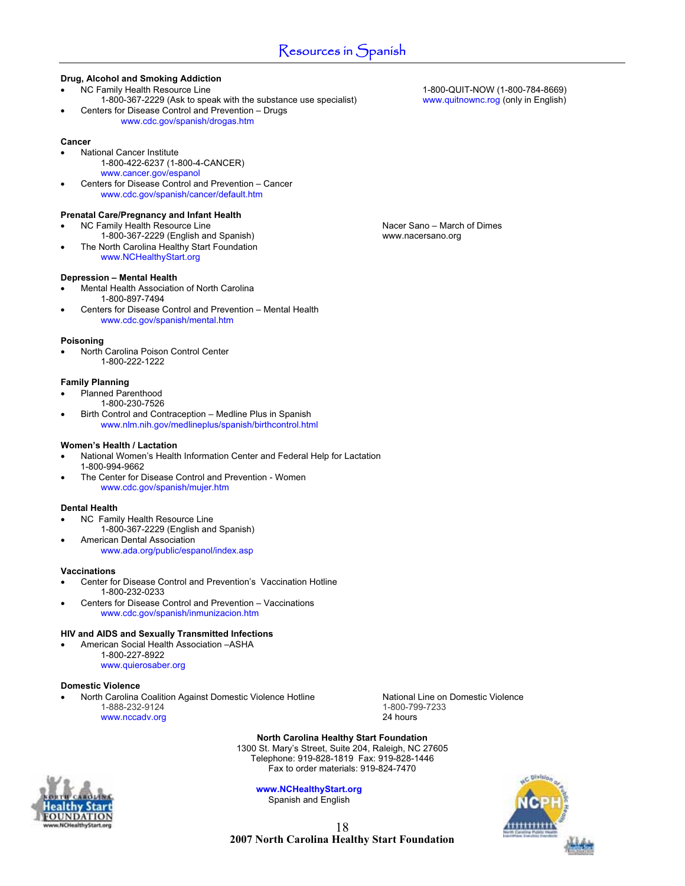# Resources in Spanish

**Drug, Alcohol and Smoking Addiction**

- NC Family Health Resource Line
  1-800-367-2229 (Ask to speak with the substance use specialist)
- Centers for Disease Control and Prevention – Drugs
  www.cdc.gov/spanish/drogas.htm

1-800-QUIT-NOW (1-800-784-8669)
www.quitnownc.rog (only in English)

**Cancer**

- National Cancer Institute
  1-800-422-6237 (1-800-4-CANCER)
  www.cancer.gov/espanol
- Centers for Disease Control and Prevention – Cancer
  www.cdc.gov/spanish/cancer/default.htm

**Prenatal Care/Pregnancy and Infant Health**

- NC Family Health Resource Line
  1-800-367-2229 (English and Spanish)
- The North Carolina Healthy Start Foundation
  www.NCHealthyStart.org

Nacer Sano – March of Dimes
www.nacersano.org

**Depression – Mental Health**

- Mental Health Association of North Carolina
  1-800-897-7494
- Centers for Disease Control and Prevention – Mental Health
  www.cdc.gov/spanish/mental.htm

**Poisoning**

- North Carolina Poison Control Center
  1-800-222-1222

**Family Planning**

- Planned Parenthood
  1-800-230-7526
- Birth Control and Contraception – Medline Plus in Spanish
  www.nlm.nih.gov/medlineplus/spanish/birthcontrol.html

**Women's Health / Lactation**

- National Women's Health Information Center and Federal Help for Lactation
  1-800-994-9662
- The Center for Disease Control and Prevention - Women
  www.cdc.gov/spanish/mujer.htm

**Dental Health**

- NC Family Health Resource Line
  1-800-367-2229 (English and Spanish)
- American Dental Association
  www.ada.org/public/espanol/index.asp

**Vaccinations**

- Center for Disease Control and Prevention's Vaccination Hotline
  1-800-232-0233
- Centers for Disease Control and Prevention – Vaccinations
  www.cdc.gov/spanish/inmunizacion.htm

**HIV and AIDS and Sexually Transmitted Infections**

- American Social Health Association –ASHA
  1-800-227-8922
  www.quierosaber.org

**Domestic Violence**

- North Carolina Coalition Against Domestic Violence Hotline
  1-888-232-9124
  www.nccadv.org

National Line on Domestic Violence
1-800-799-7233
24 hours

**North Carolina Healthy Start Foundation**
1300 St. Mary's Street, Suite 204, Raleigh, NC 27605
Telephone: 919-828-1819 Fax: 919-828-1446
Fax to order materials: 919-824-7470

**www.NCHealthyStart.org**
Spanish and English

**2007 North Carolina Healthy Start Foundation**